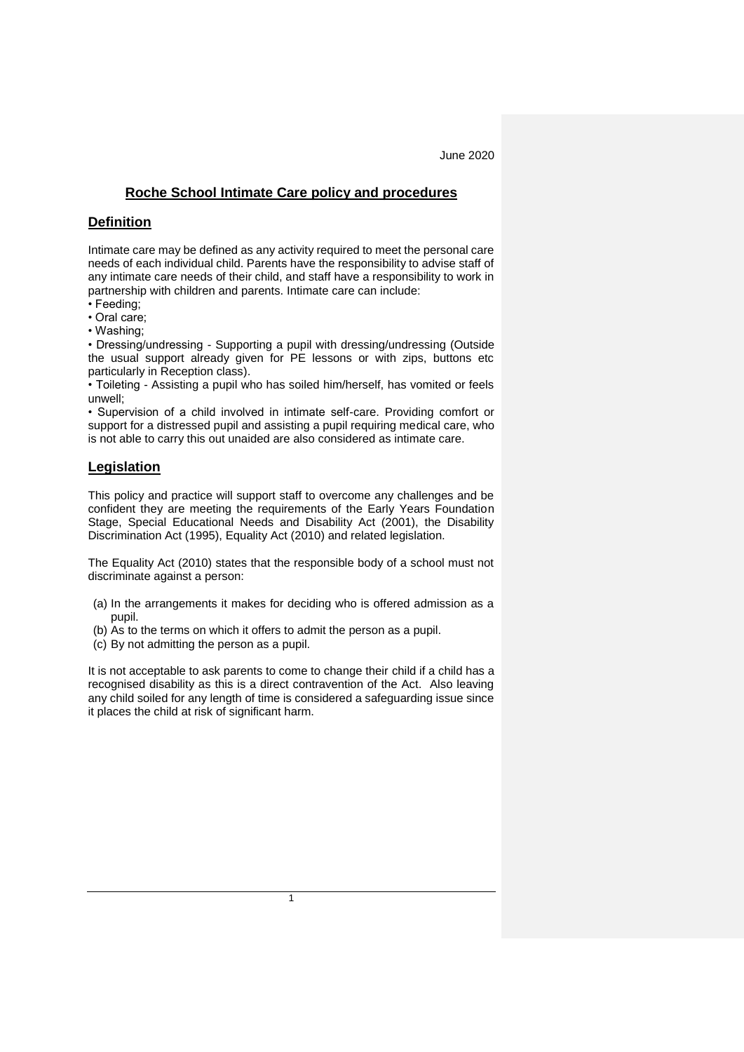June 2020

# Roche School Intimate Care policy and procedures

## Definition

Intimate care may be defined as any activity required to meet the personal care needs of each individual child. Parents have the responsibility to advise staff of any intimate care needs of their child, and staff have a responsibility to work in partnership with children and parents. Intimate care can include:

- Feeding;
- Oral care;
- Washing;
- Dressing/undressing - Supporting a pupil with dressing/undressing (Outside the usual support already given for PE lessons or with zips, buttons etc particularly in Reception class).
- Toileting - Assisting a pupil who has soiled him/herself, has vomited or feels unwell;
- Supervision of a child involved in intimate self-care. Providing comfort or support for a distressed pupil and assisting a pupil requiring medical care, who is not able to carry this out unaided are also considered as intimate care.

## Legislation

This policy and practice will support staff to overcome any challenges and be confident they are meeting the requirements of the Early Years Foundation Stage, Special Educational Needs and Disability Act (2001), the Disability Discrimination Act (1995), Equality Act (2010) and related legislation.

The Equality Act (2010) states that the responsible body of a school must not discriminate against a person:

(a) In the arrangements it makes for deciding who is offered admission as a pupil.
(b) As to the terms on which it offers to admit the person as a pupil.
(c) By not admitting the person as a pupil.

It is not acceptable to ask parents to come to change their child if a child has a recognised disability as this is a direct contravention of the Act. Also leaving any child soiled for any length of time is considered a safeguarding issue since it places the child at risk of significant harm.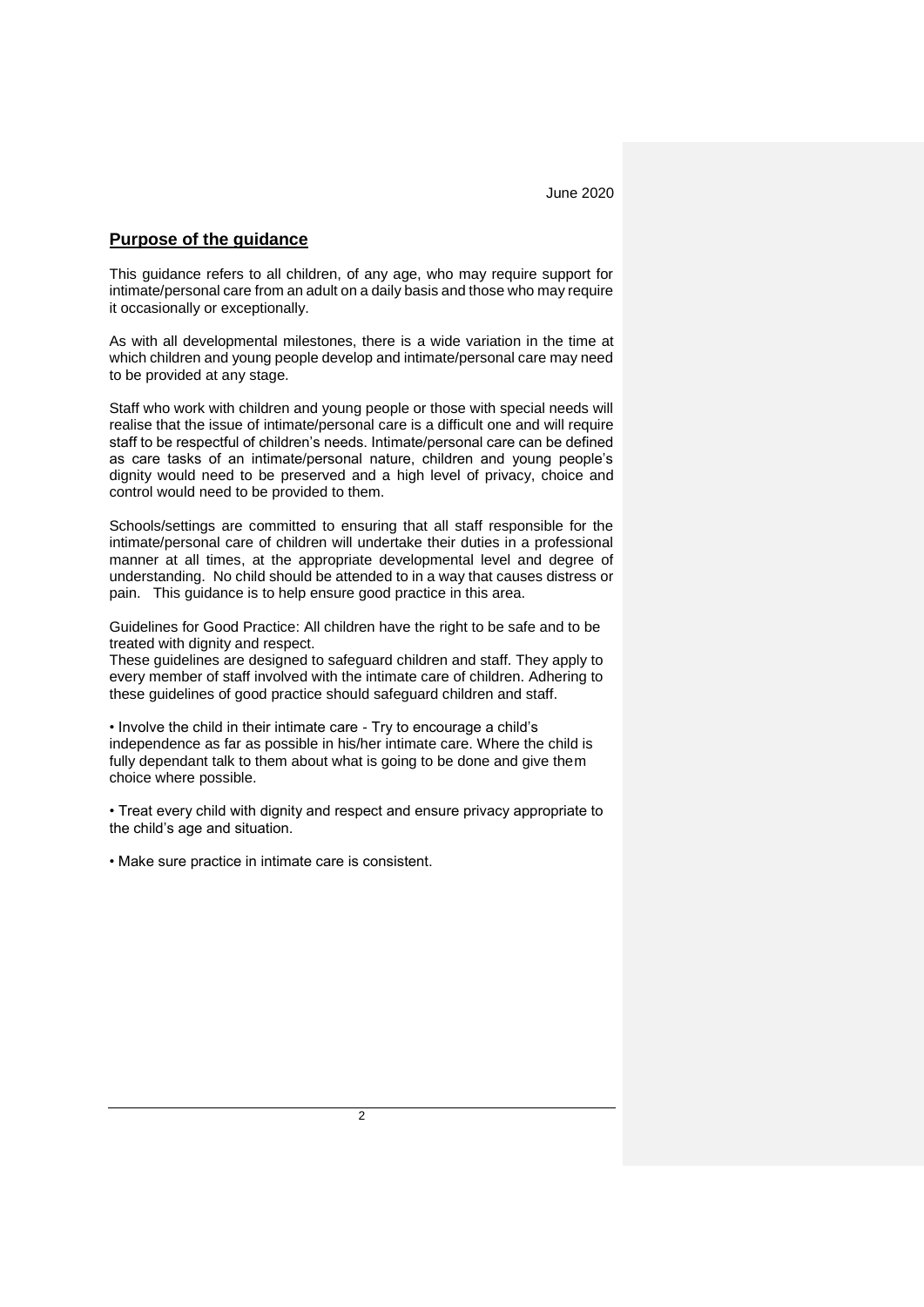June 2020

## Purpose of the guidance

This guidance refers to all children, of any age, who may require support for intimate/personal care from an adult on a daily basis and those who may require it occasionally or exceptionally.

As with all developmental milestones, there is a wide variation in the time at which children and young people develop and intimate/personal care may need to be provided at any stage.

Staff who work with children and young people or those with special needs will realise that the issue of intimate/personal care is a difficult one and will require staff to be respectful of children's needs. Intimate/personal care can be defined as care tasks of an intimate/personal nature, children and young people's dignity would need to be preserved and a high level of privacy, choice and control would need to be provided to them.

Schools/settings are committed to ensuring that all staff responsible for the intimate/personal care of children will undertake their duties in a professional manner at all times, at the appropriate developmental level and degree of understanding. No child should be attended to in a way that causes distress or pain. This guidance is to help ensure good practice in this area.

Guidelines for Good Practice: All children have the right to be safe and to be treated with dignity and respect.
These guidelines are designed to safeguard children and staff. They apply to every member of staff involved with the intimate care of children. Adhering to these guidelines of good practice should safeguard children and staff.

• Involve the child in their intimate care - Try to encourage a child's independence as far as possible in his/her intimate care. Where the child is fully dependant talk to them about what is going to be done and give them choice where possible.

• Treat every child with dignity and respect and ensure privacy appropriate to the child's age and situation.

• Make sure practice in intimate care is consistent.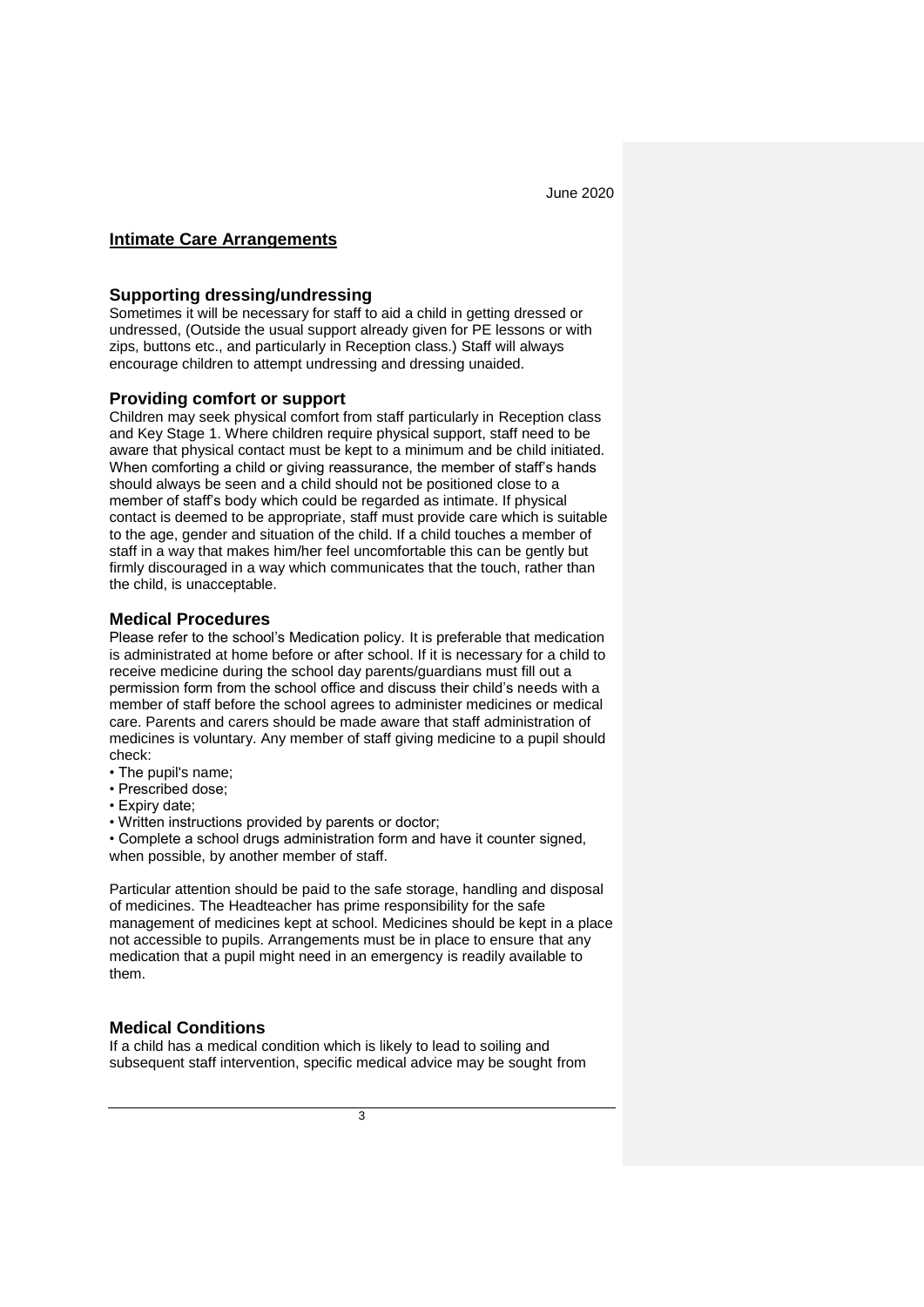June 2020

## Intimate Care Arrangements

### Supporting dressing/undressing

Sometimes it will be necessary for staff to aid a child in getting dressed or undressed, (Outside the usual support already given for PE lessons or with zips, buttons etc., and particularly in Reception class.) Staff will always encourage children to attempt undressing and dressing unaided.

### Providing comfort or support

Children may seek physical comfort from staff particularly in Reception class and Key Stage 1. Where children require physical support, staff need to be aware that physical contact must be kept to a minimum and be child initiated. When comforting a child or giving reassurance, the member of staff's hands should always be seen and a child should not be positioned close to a member of staff's body which could be regarded as intimate. If physical contact is deemed to be appropriate, staff must provide care which is suitable to the age, gender and situation of the child. If a child touches a member of staff in a way that makes him/her feel uncomfortable this can be gently but firmly discouraged in a way which communicates that the touch, rather than the child, is unacceptable.

### Medical Procedures

Please refer to the school's Medication policy. It is preferable that medication is administrated at home before or after school. If it is necessary for a child to receive medicine during the school day parents/guardians must fill out a permission form from the school office and discuss their child's needs with a member of staff before the school agrees to administer medicines or medical care. Parents and carers should be made aware that staff administration of medicines is voluntary. Any member of staff giving medicine to a pupil should check:

- The pupil's name;
- Prescribed dose;
- Expiry date;
- Written instructions provided by parents or doctor;
- Complete a school drugs administration form and have it counter signed, when possible, by another member of staff.

Particular attention should be paid to the safe storage, handling and disposal of medicines. The Headteacher has prime responsibility for the safe management of medicines kept at school. Medicines should be kept in a place not accessible to pupils. Arrangements must be in place to ensure that any medication that a pupil might need in an emergency is readily available to them.

### Medical Conditions

If a child has a medical condition which is likely to lead to soiling and subsequent staff intervention, specific medical advice may be sought from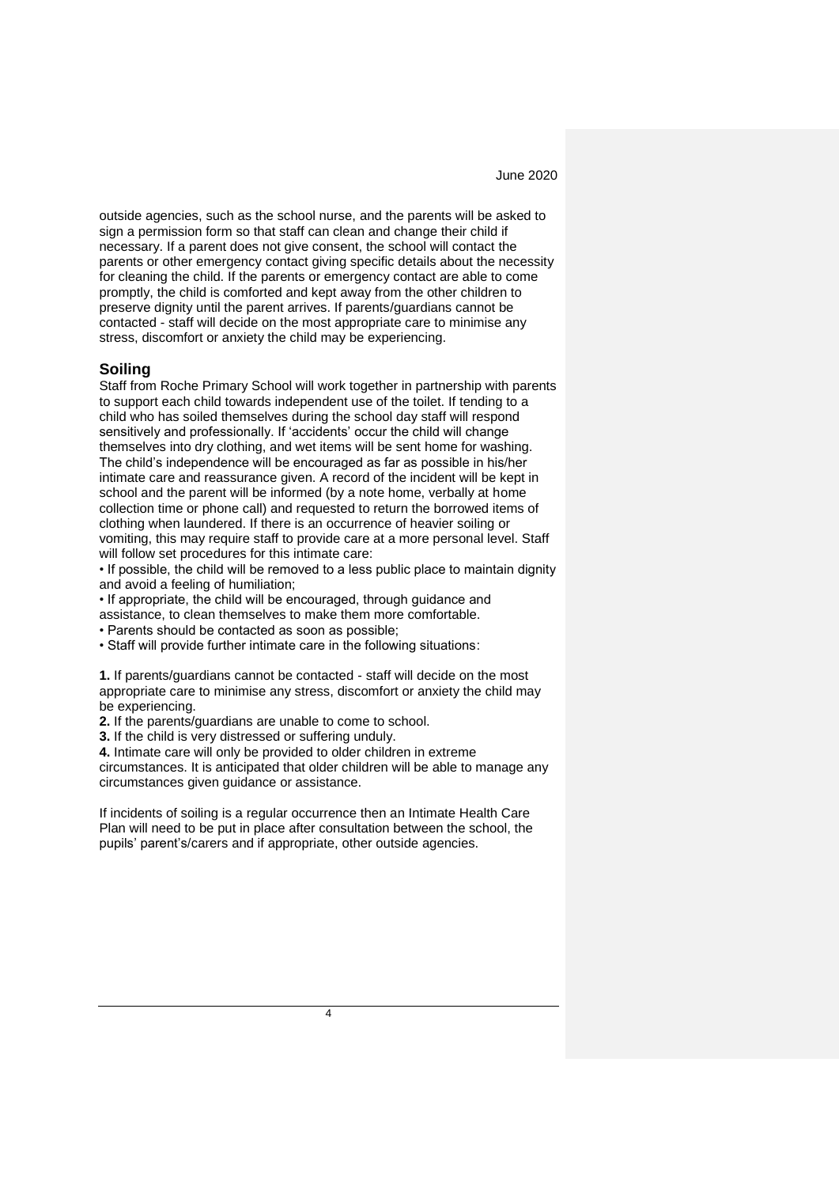outside agencies, such as the school nurse, and the parents will be asked to sign a permission form so that staff can clean and change their child if necessary. If a parent does not give consent, the school will contact the parents or other emergency contact giving specific details about the necessity for cleaning the child. If the parents or emergency contact are able to come promptly, the child is comforted and kept away from the other children to preserve dignity until the parent arrives. If parents/guardians cannot be contacted - staff will decide on the most appropriate care to minimise any stress, discomfort or anxiety the child may be experiencing.

## Soiling

Staff from Roche Primary School will work together in partnership with parents to support each child towards independent use of the toilet. If tending to a child who has soiled themselves during the school day staff will respond sensitively and professionally. If 'accidents' occur the child will change themselves into dry clothing, and wet items will be sent home for washing. The child's independence will be encouraged as far as possible in his/her intimate care and reassurance given. A record of the incident will be kept in school and the parent will be informed (by a note home, verbally at home collection time or phone call) and requested to return the borrowed items of clothing when laundered. If there is an occurrence of heavier soiling or vomiting, this may require staff to provide care at a more personal level. Staff will follow set procedures for this intimate care:

- If possible, the child will be removed to a less public place to maintain dignity and avoid a feeling of humiliation;
- If appropriate, the child will be encouraged, through guidance and assistance, to clean themselves to make them more comfortable.
- Parents should be contacted as soon as possible;
- Staff will provide further intimate care in the following situations:

**1.** If parents/guardians cannot be contacted - staff will decide on the most appropriate care to minimise any stress, discomfort or anxiety the child may be experiencing.

**2.** If the parents/guardians are unable to come to school.

**3.** If the child is very distressed or suffering unduly.

**4.** Intimate care will only be provided to older children in extreme circumstances. It is anticipated that older children will be able to manage any circumstances given guidance or assistance.

If incidents of soiling is a regular occurrence then an Intimate Health Care Plan will need to be put in place after consultation between the school, the pupils' parent's/carers and if appropriate, other outside agencies.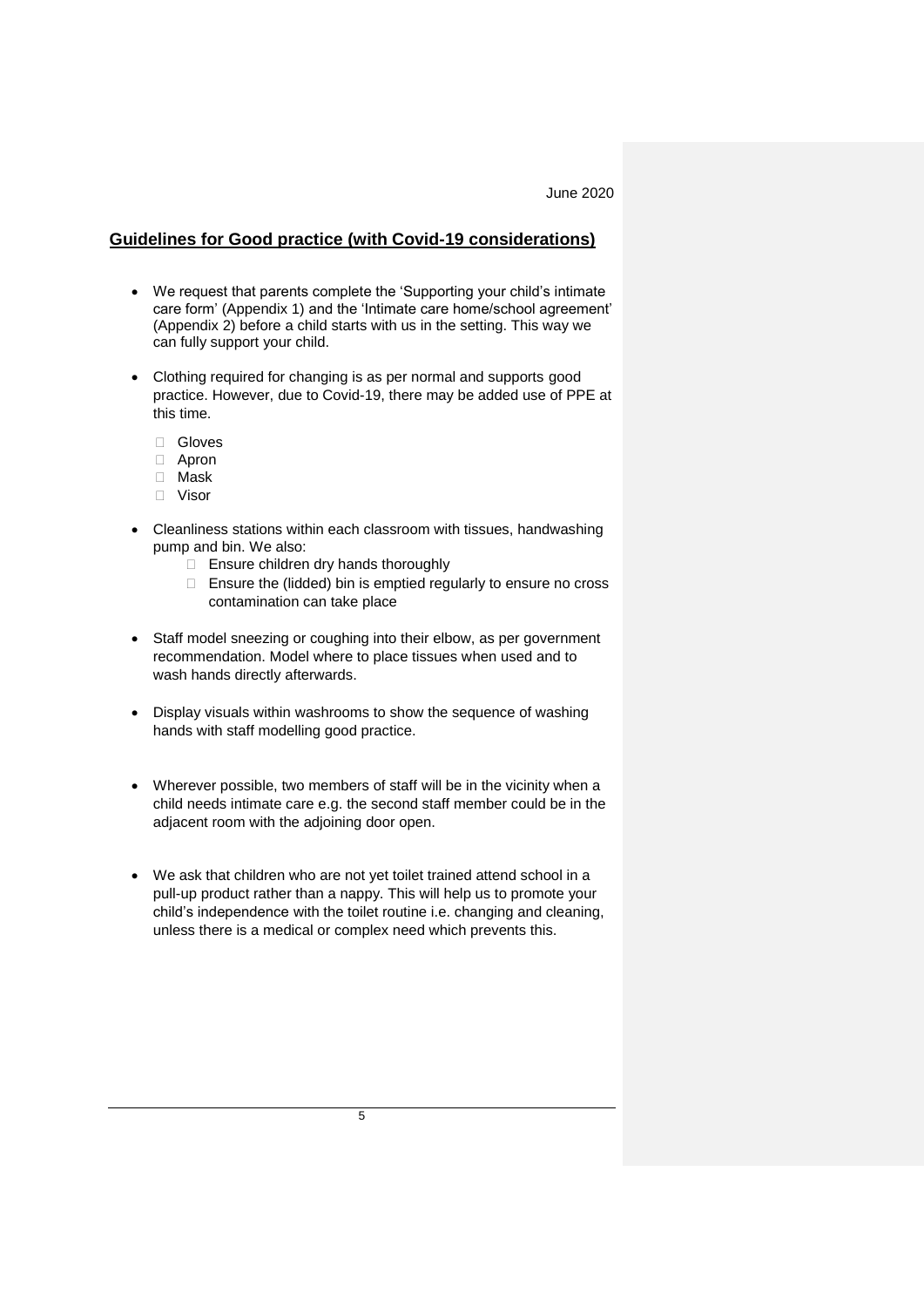June 2020

## Guidelines for Good practice (with Covid-19 considerations)

- We request that parents complete the 'Supporting your child's intimate care form' (Appendix 1) and the 'Intimate care home/school agreement' (Appendix 2) before a child starts with us in the setting. This way we can fully support your child.

- Clothing required for changing is as per normal and supports good practice. However, due to Covid-19, there may be added use of PPE at this time.
  - Gloves
  - Apron
  - Mask
  - Visor

- Cleanliness stations within each classroom with tissues, handwashing pump and bin. We also:
  - Ensure children dry hands thoroughly
  - Ensure the (lidded) bin is emptied regularly to ensure no cross contamination can take place

- Staff model sneezing or coughing into their elbow, as per government recommendation. Model where to place tissues when used and to wash hands directly afterwards.

- Display visuals within washrooms to show the sequence of washing hands with staff modelling good practice.

- Wherever possible, two members of staff will be in the vicinity when a child needs intimate care e.g. the second staff member could be in the adjacent room with the adjoining door open.

- We ask that children who are not yet toilet trained attend school in a pull-up product rather than a nappy. This will help us to promote your child's independence with the toilet routine i.e. changing and cleaning, unless there is a medical or complex need which prevents this.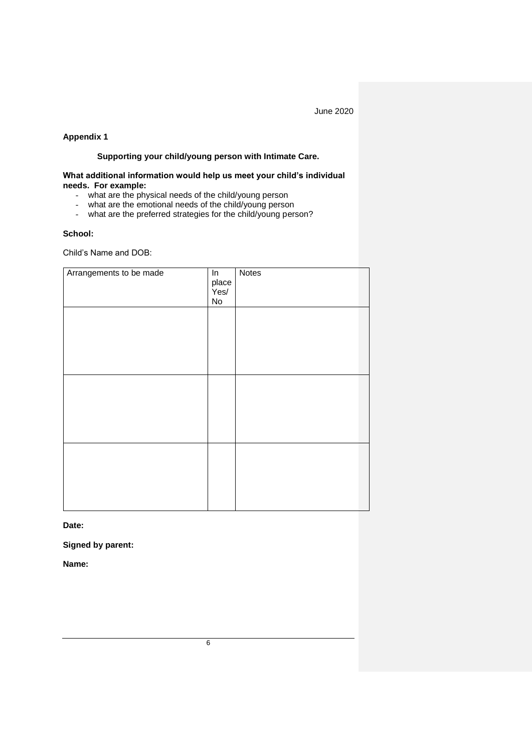June 2020

## Appendix 1

### Supporting your child/young person with Intimate Care.

**What additional information would help us meet your child's individual needs. For example:**

- what are the physical needs of the child/young person
- what are the emotional needs of the child/young person
- what are the preferred strategies for the child/young person?

**School:**

Child's Name and DOB:

| Arrangements to be made | In place Yes/ No | Notes |
|---|---|---|
| | | |
| | | |
| | | |

**Date:**

**Signed by parent:**

**Name:**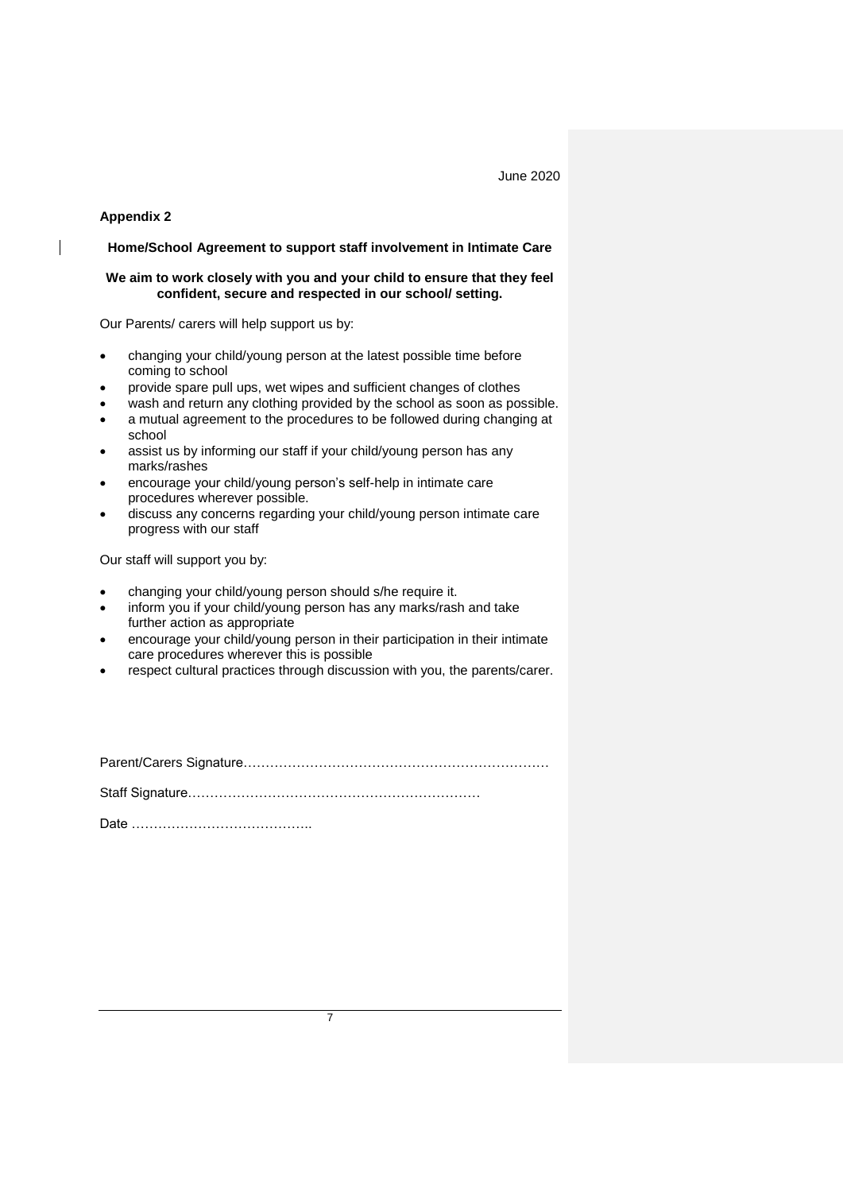June 2020

**Appendix 2**

**Home/School Agreement to support staff involvement in Intimate Care**

**We aim to work closely with you and your child to ensure that they feel confident, secure and respected in our school/ setting.**

Our Parents/ carers will help support us by:

- changing your child/young person at the latest possible time before coming to school
- provide spare pull ups, wet wipes and sufficient changes of clothes
- wash and return any clothing provided by the school as soon as possible.
- a mutual agreement to the procedures to be followed during changing at school
- assist us by informing our staff if your child/young person has any marks/rashes
- encourage your child/young person's self-help in intimate care procedures wherever possible.
- discuss any concerns regarding your child/young person intimate care progress with our staff

Our staff will support you by:

- changing your child/young person should s/he require it.
- inform you if your child/young person has any marks/rash and take further action as appropriate
- encourage your child/young person in their participation in their intimate care procedures wherever this is possible
- respect cultural practices through discussion with you, the parents/carer.

Parent/Carers Signature……………………………………………………………

Staff Signature…………………………………………………………

Date …………………………………..